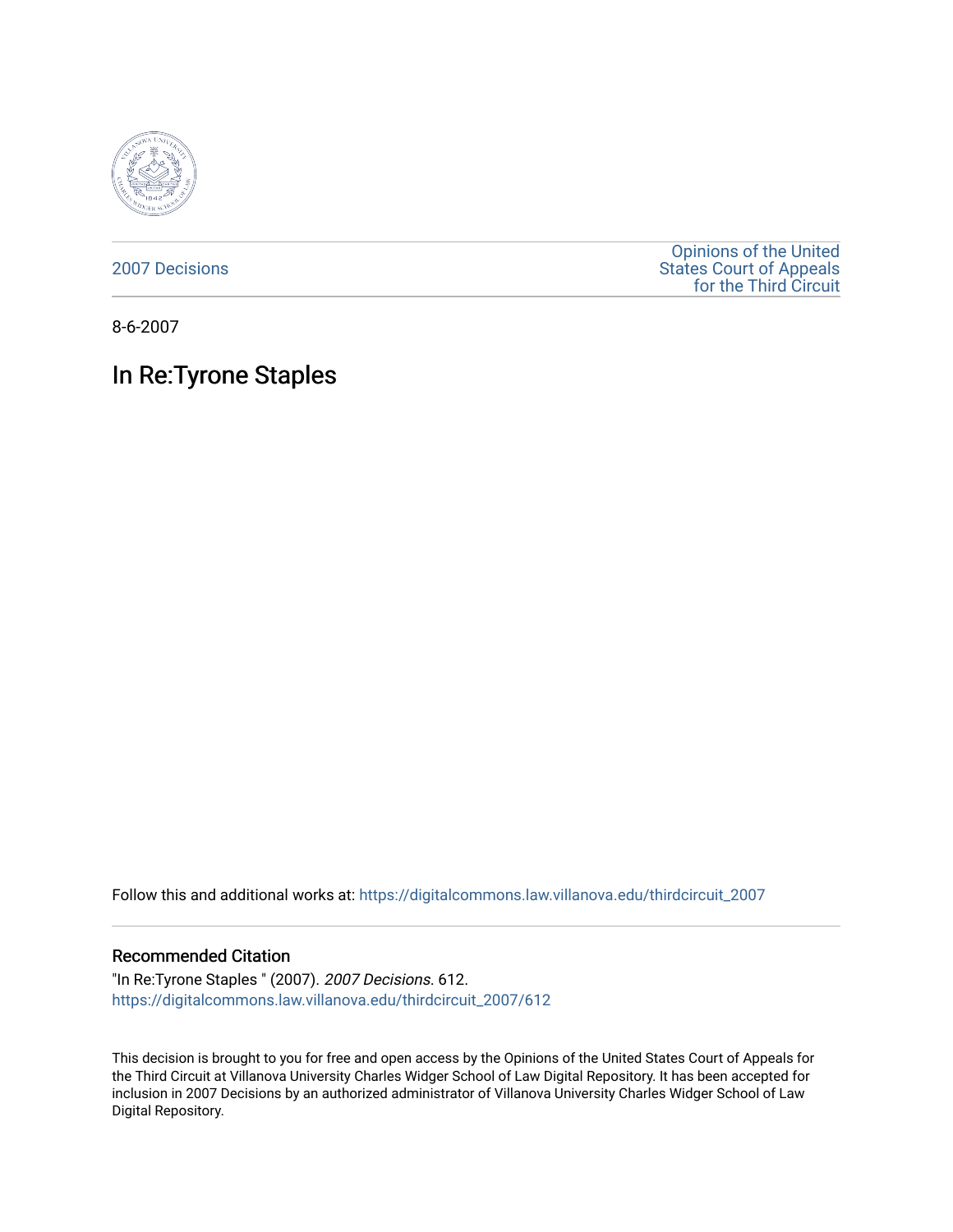2007 Decisions

Opinions of the United States Court of Appeals for the Third Circuit

8-6-2007

# In Re:Tyrone Staples

Follow this and additional works at: https://digitalcommons.law.villanova.edu/thirdcircuit_2007

## Recommended Citation

"In Re:Tyrone Staples " (2007). *2007 Decisions*. 612.
https://digitalcommons.law.villanova.edu/thirdcircuit_2007/612

This decision is brought to you for free and open access by the Opinions of the United States Court of Appeals for the Third Circuit at Villanova University Charles Widger School of Law Digital Repository. It has been accepted for inclusion in 2007 Decisions by an authorized administrator of Villanova University Charles Widger School of Law Digital Repository.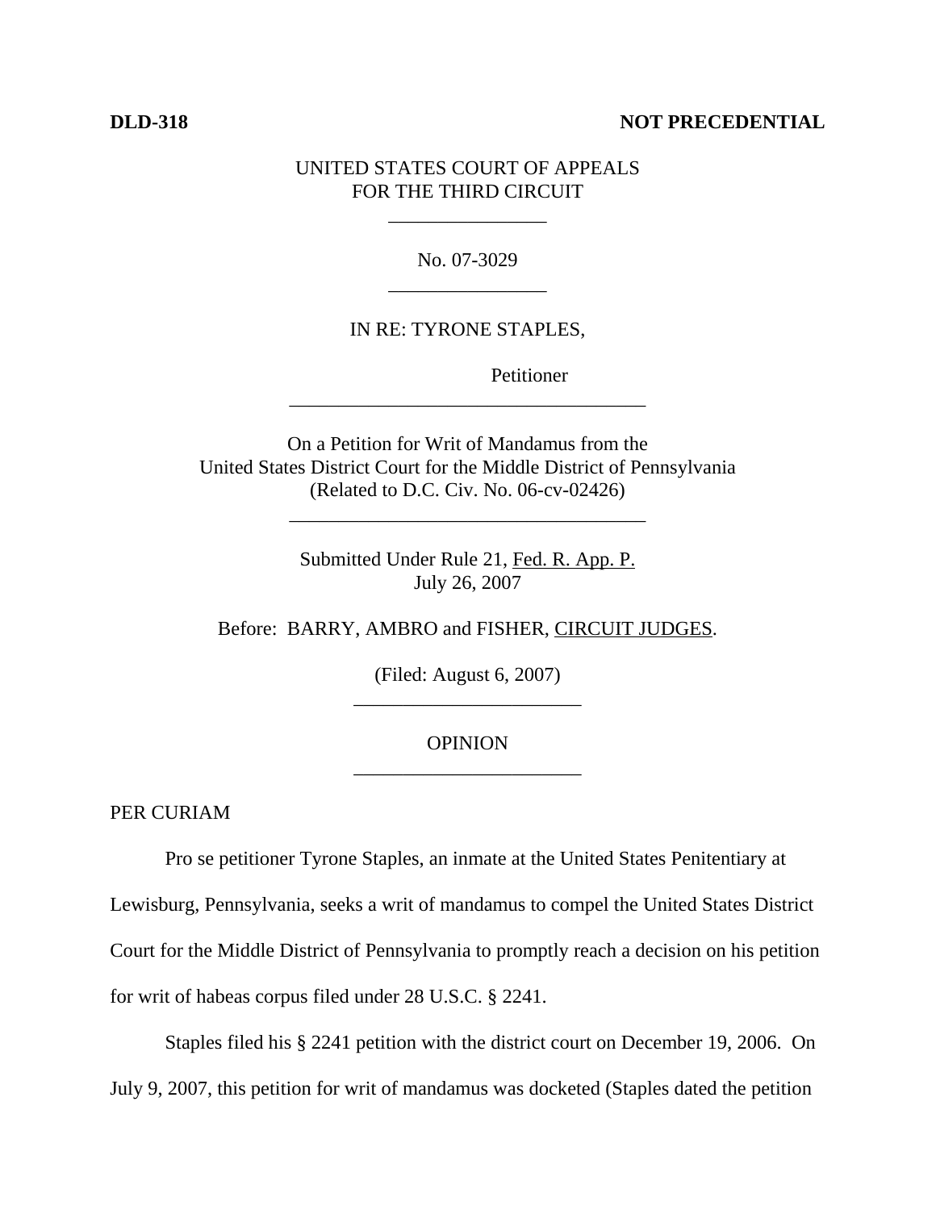**DLD-318** **NOT PRECEDENTIAL**

UNITED STATES COURT OF APPEALS
FOR THE THIRD CIRCUIT

No. 07-3029

IN RE: TYRONE STAPLES,

Petitioner

On a Petition for Writ of Mandamus from the
United States District Court for the Middle District of Pennsylvania
(Related to D.C. Civ. No. 06-cv-02426)

Submitted Under Rule 21, Fed. R. App. P.
July 26, 2007

Before: BARRY, AMBRO and FISHER, CIRCUIT JUDGES.

(Filed: August 6, 2007)

OPINION

PER CURIAM

Pro se petitioner Tyrone Staples, an inmate at the United States Penitentiary at Lewisburg, Pennsylvania, seeks a writ of mandamus to compel the United States District Court for the Middle District of Pennsylvania to promptly reach a decision on his petition for writ of habeas corpus filed under 28 U.S.C. § 2241.

Staples filed his § 2241 petition with the district court on December 19, 2006. On July 9, 2007, this petition for writ of mandamus was docketed (Staples dated the petition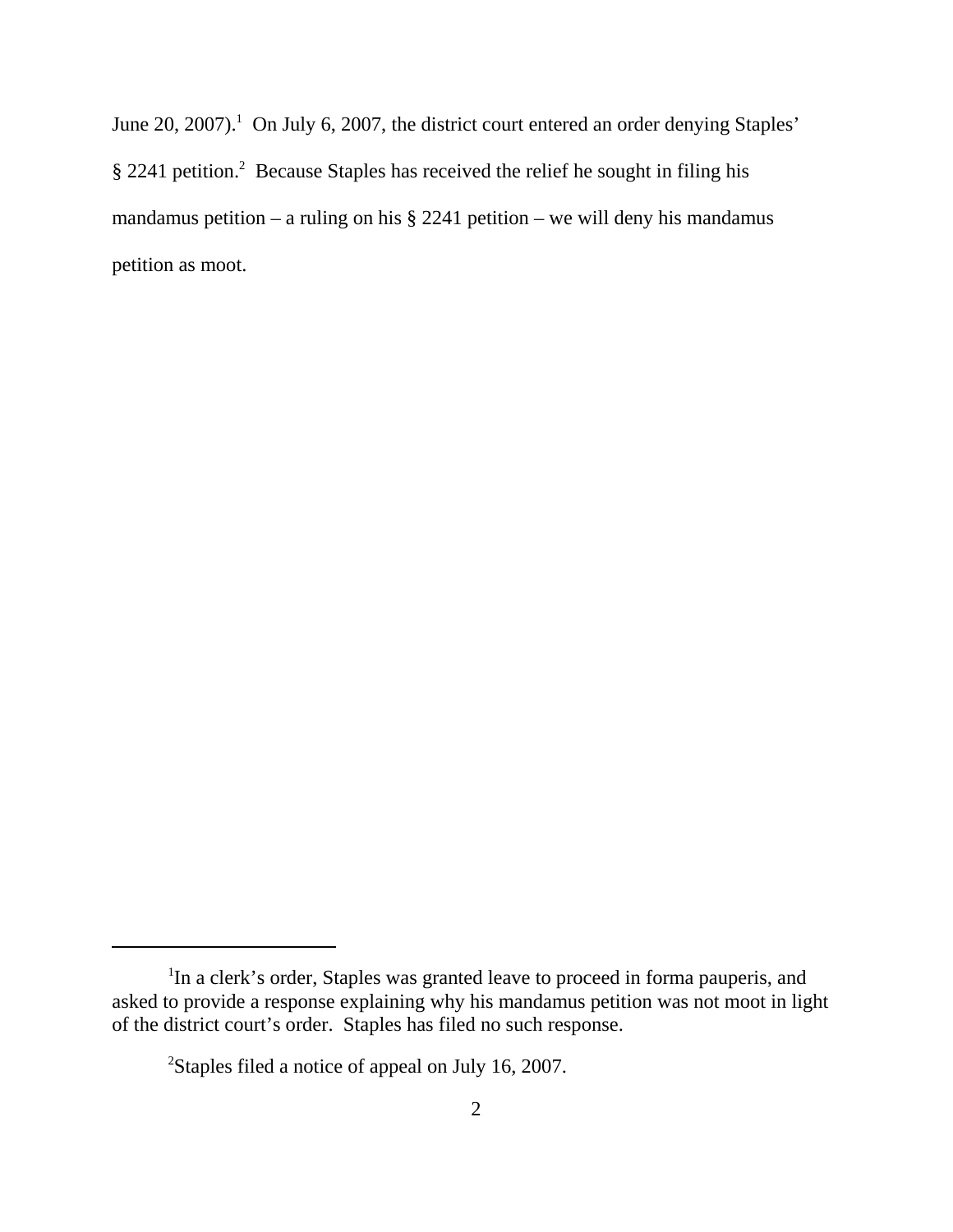June 20, 2007).[1] On July 6, 2007, the district court entered an order denying Staples' § 2241 petition.[2] Because Staples has received the relief he sought in filing his mandamus petition – a ruling on his § 2241 petition – we will deny his mandamus petition as moot.

---

[1]In a clerk's order, Staples was granted leave to proceed in forma pauperis, and asked to provide a response explaining why his mandamus petition was not moot in light of the district court's order. Staples has filed no such response.

[2]Staples filed a notice of appeal on July 16, 2007.